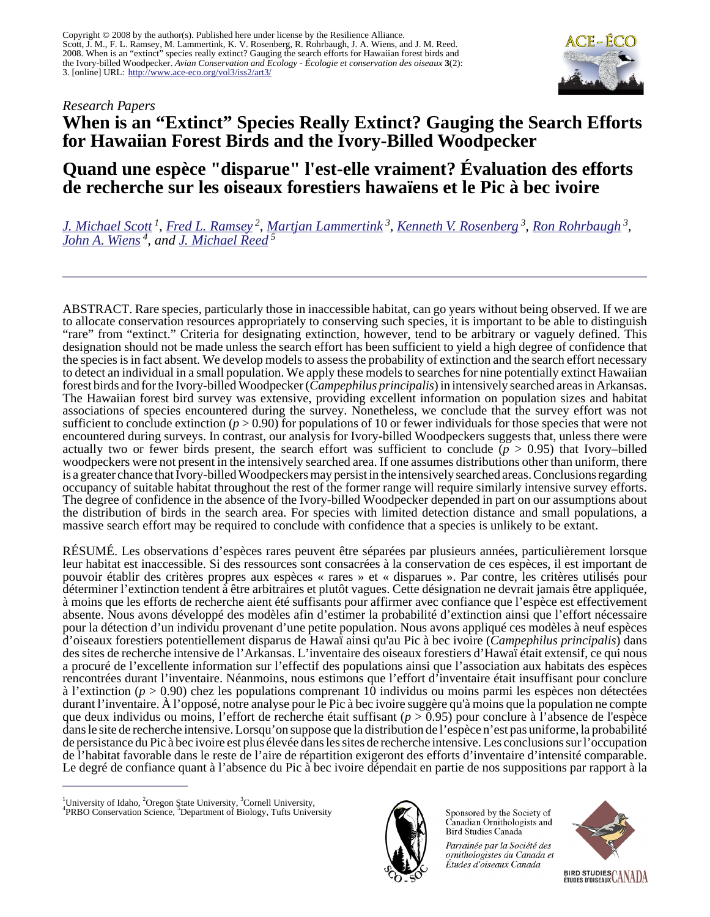Copyright © 2008 by the author(s). Published here under license by the Resilience Alliance.
Scott, J. M., F. L. Ramsey, M. Lammertink, K. V. Rosenberg, R. Rohrbaugh, J. A. Wiens, and J. M. Reed. 2008. When is an "extinct" species really extinct? Gauging the search efforts for Hawaiian forest birds and the Ivory-billed Woodpecker. *Avian Conservation and Ecology - Écologie et conservation des oiseaux* **3**(2): 3. [online] URL: http://www.ace-eco.org/vol3/iss2/art3/

*Research Papers*

# When is an "Extinct" Species Really Extinct? Gauging the Search Efforts for Hawaiian Forest Birds and the Ivory-Billed Woodpecker

# Quand une espèce "disparue" l'est-elle vraiment? Évaluation des efforts de recherche sur les oiseaux forestiers hawaïens et le Pic à bec ivoire

*J. Michael Scott [1], Fred L. Ramsey [2], Martjan Lammertink [3], Kenneth V. Rosenberg [3], Ron Rohrbaugh [3], John A. Wiens [4], and J. Michael Reed [5]*

ABSTRACT. Rare species, particularly those in inaccessible habitat, can go years without being observed. If we are to allocate conservation resources appropriately to conserving such species, it is important to be able to distinguish "rare" from "extinct." Criteria for designating extinction, however, tend to be arbitrary or vaguely defined. This designation should not be made unless the search effort has been sufficient to yield a high degree of confidence that the species is in fact absent. We develop models to assess the probability of extinction and the search effort necessary to detect an individual in a small population. We apply these models to searches for nine potentially extinct Hawaiian forest birds and for the Ivory-billed Woodpecker (*Campephilus principalis*) in intensively searched areas in Arkansas. The Hawaiian forest bird survey was extensive, providing excellent information on population sizes and habitat associations of species encountered during the survey. Nonetheless, we conclude that the survey effort was not sufficient to conclude extinction ($p > 0.90$) for populations of 10 or fewer individuals for those species that were not encountered during surveys. In contrast, our analysis for Ivory-billed Woodpeckers suggests that, unless there were actually two or fewer birds present, the search effort was sufficient to conclude ($p > 0.95$) that Ivory–billed woodpeckers were not present in the intensively searched area. If one assumes distributions other than uniform, there is a greater chance that Ivory-billed Woodpeckers may persist in the intensively searched areas. Conclusions regarding occupancy of suitable habitat throughout the rest of the former range will require similarly intensive survey efforts. The degree of confidence in the absence of the Ivory-billed Woodpecker depended in part on our assumptions about the distribution of birds in the search area. For species with limited detection distance and small populations, a massive search effort may be required to conclude with confidence that a species is unlikely to be extant.

RÉSUMÉ. Les observations d'espèces rares peuvent être séparées par plusieurs années, particulièrement lorsque leur habitat est inaccessible. Si des ressources sont consacrées à la conservation de ces espèces, il est important de pouvoir établir des critères propres aux espèces « rares » et « disparues ». Par contre, les critères utilisés pour déterminer l'extinction tendent à être arbitraires et plutôt vagues. Cette désignation ne devrait jamais être appliquée, à moins que les efforts de recherche aient été suffisants pour affirmer avec confiance que l'espèce est effectivement absente. Nous avons développé des modèles afin d'estimer la probabilité d'extinction ainsi que l'effort nécessaire pour la détection d'un individu provenant d'une petite population. Nous avons appliqué ces modèles à neuf espèces d'oiseaux forestiers potentiellement disparus de Hawaï ainsi qu'au Pic à bec ivoire (*Campephilus principalis*) dans des sites de recherche intensive de l'Arkansas. L'inventaire des oiseaux forestiers d'Hawaï était extensif, ce qui nous a procuré de l'excellente information sur l'effectif des populations ainsi que l'association aux habitats des espèces rencontrées durant l'inventaire. Néanmoins, nous estimons que l'effort d'inventaire était insuffisant pour conclure à l'extinction ($p > 0.90$) chez les populations comprenant 10 individus ou moins parmi les espèces non détectées durant l'inventaire. À l'opposé, notre analyse pour le Pic à bec ivoire suggère qu'à moins que la population ne compte que deux individus ou moins, l'effort de recherche était suffisant ($p > 0.95$) pour conclure à l'absence de l'espèce dans le site de recherche intensive. Lorsqu'on suppose que la distribution de l'espèce n'est pas uniforme, la probabilité de persistance du Pic à bec ivoire est plus élevée dans les sites de recherche intensive. Les conclusions sur l'occupation de l'habitat favorable dans le reste de l'aire de répartition exigeront des efforts d'inventaire d'intensité comparable. Le degré de confiance quant à l'absence du Pic à bec ivoire dépendait en partie de nos suppositions par rapport à la

[1] University of Idaho, [2] Oregon State University, [3] Cornell University, [4] PRBO Conservation Science, [5] Department of Biology, Tufts University

Sponsored by the Society of Canadian Ornithologists and Bird Studies Canada

*Parrainée par la Société des ornithologistes du Canada et Études d'oiseaux Canada*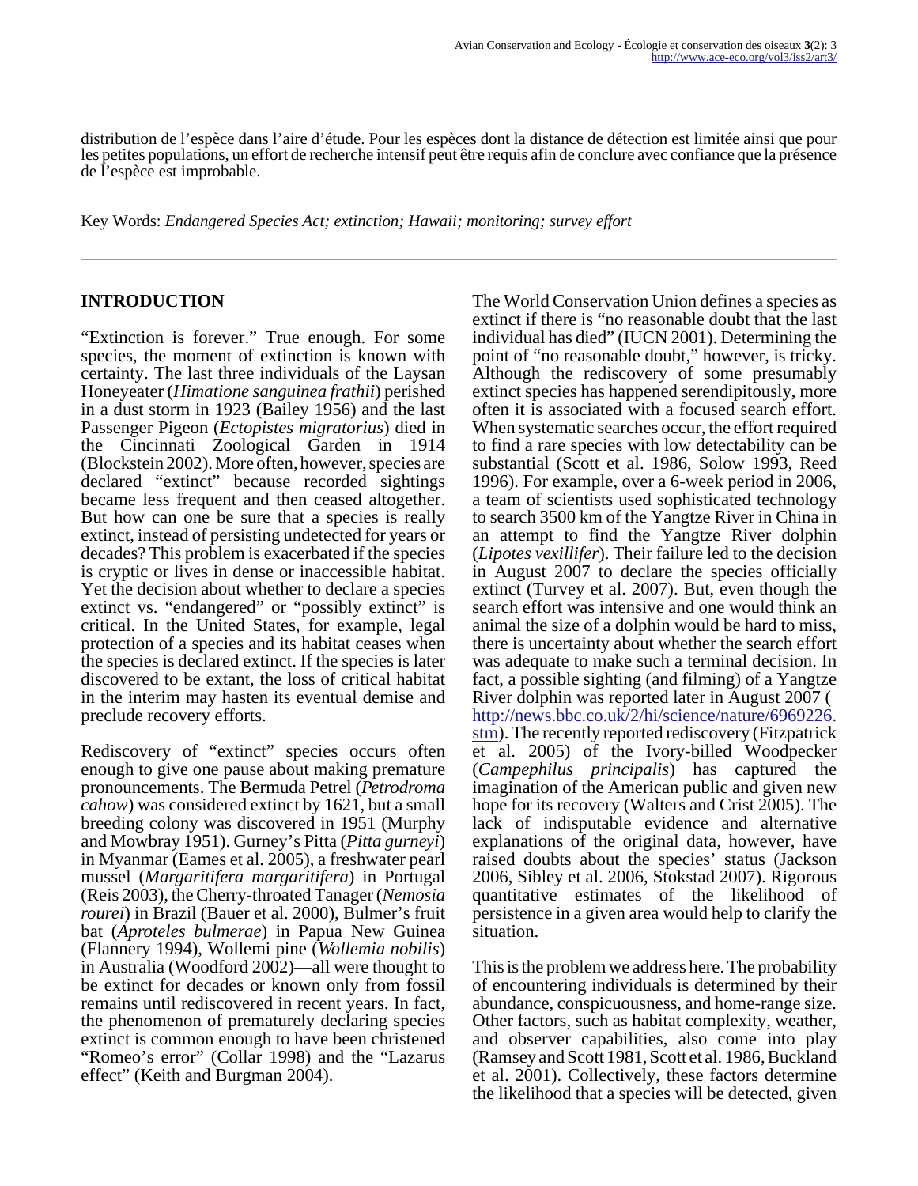distribution de l'espèce dans l'aire d'étude. Pour les espèces dont la distance de détection est limitée ainsi que pour les petites populations, un effort de recherche intensif peut être requis afin de conclure avec confiance que la présence de l'espèce est improbable.

Key Words: *Endangered Species Act; extinction; Hawaii; monitoring; survey effort*

## INTRODUCTION

"Extinction is forever." True enough. For some species, the moment of extinction is known with certainty. The last three individuals of the Laysan Honeyeater (*Himatione sanguinea frathii*) perished in a dust storm in 1923 (Bailey 1956) and the last Passenger Pigeon (*Ectopistes migratorius*) died in the Cincinnati Zoological Garden in 1914 (Blockstein 2002). More often, however, species are declared "extinct" because recorded sightings became less frequent and then ceased altogether. But how can one be sure that a species is really extinct, instead of persisting undetected for years or decades? This problem is exacerbated if the species is cryptic or lives in dense or inaccessible habitat. Yet the decision about whether to declare a species extinct vs. "endangered" or "possibly extinct" is critical. In the United States, for example, legal protection of a species and its habitat ceases when the species is declared extinct. If the species is later discovered to be extant, the loss of critical habitat in the interim may hasten its eventual demise and preclude recovery efforts.

Rediscovery of "extinct" species occurs often enough to give one pause about making premature pronouncements. The Bermuda Petrel (*Petrodroma cahow*) was considered extinct by 1621, but a small breeding colony was discovered in 1951 (Murphy and Mowbray 1951). Gurney's Pitta (*Pitta gurneyi*) in Myanmar (Eames et al. 2005), a freshwater pearl mussel (*Margaritifera margaritifera*) in Portugal (Reis 2003), the Cherry-throated Tanager (*Nemosia rourei*) in Brazil (Bauer et al. 2000), Bulmer's fruit bat (*Aproteles bulmerae*) in Papua New Guinea (Flannery 1994), Wollemi pine (*Wollemia nobilis*) in Australia (Woodford 2002)—all were thought to be extinct for decades or known only from fossil remains until rediscovered in recent years. In fact, the phenomenon of prematurely declaring species extinct is common enough to have been christened "Romeo's error" (Collar 1998) and the "Lazarus effect" (Keith and Burgman 2004).

The World Conservation Union defines a species as extinct if there is "no reasonable doubt that the last individual has died" (IUCN 2001). Determining the point of "no reasonable doubt," however, is tricky. Although the rediscovery of some presumably extinct species has happened serendipitously, more often it is associated with a focused search effort. When systematic searches occur, the effort required to find a rare species with low detectability can be substantial (Scott et al. 1986, Solow 1993, Reed 1996). For example, over a 6-week period in 2006, a team of scientists used sophisticated technology to search 3500 km of the Yangtze River in China in an attempt to find the Yangtze River dolphin (*Lipotes vexillifer*). Their failure led to the decision in August 2007 to declare the species officially extinct (Turvey et al. 2007). But, even though the search effort was intensive and one would think an animal the size of a dolphin would be hard to miss, there is uncertainty about whether the search effort was adequate to make such a terminal decision. In fact, a possible sighting (and filming) of a Yangtze River dolphin was reported later in August 2007 ( http://news.bbc.co.uk/2/hi/science/nature/6969226.stm). The recently reported rediscovery (Fitzpatrick et al. 2005) of the Ivory-billed Woodpecker (*Campephilus principalis*) has captured the imagination of the American public and given new hope for its recovery (Walters and Crist 2005). The lack of indisputable evidence and alternative explanations of the original data, however, have raised doubts about the species' status (Jackson 2006, Sibley et al. 2006, Stokstad 2007). Rigorous quantitative estimates of the likelihood of persistence in a given area would help to clarify the situation.

This is the problem we address here. The probability of encountering individuals is determined by their abundance, conspicuousness, and home-range size. Other factors, such as habitat complexity, weather, and observer capabilities, also come into play (Ramsey and Scott 1981, Scott et al. 1986, Buckland et al. 2001). Collectively, these factors determine the likelihood that a species will be detected, given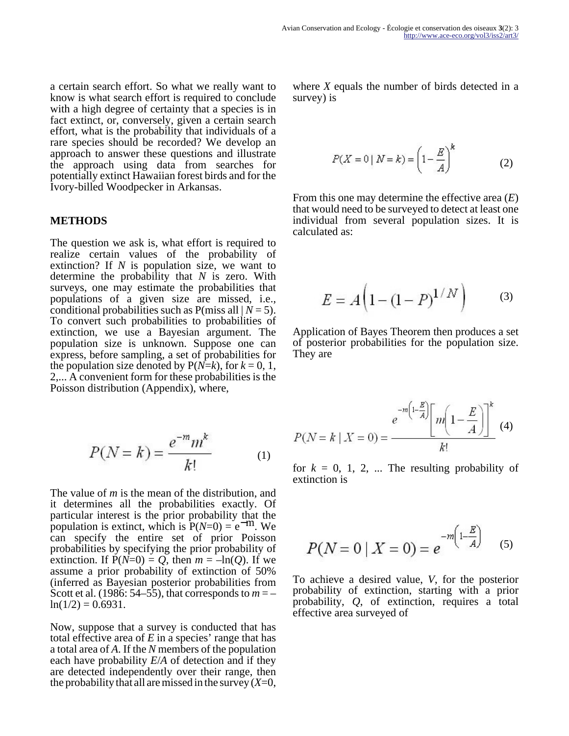a certain search effort. So what we really want to know is what search effort is required to conclude with a high degree of certainty that a species is in fact extinct, or, conversely, given a certain search effort, what is the probability that individuals of a rare species should be recorded? We develop an approach to answer these questions and illustrate the approach using data from searches for potentially extinct Hawaiian forest birds and for the Ivory-billed Woodpecker in Arkansas.

## METHODS

The question we ask is, what effort is required to realize certain values of the probability of extinction? If $N$ is population size, we want to determine the probability that $N$ is zero. With surveys, one may estimate the probabilities that populations of a given size are missed, i.e., conditional probabilities such as P(miss all | $N$ = 5). To convert such probabilities to probabilities of extinction, we use a Bayesian argument. The population size is unknown. Suppose one can express, before sampling, a set of probabilities for the population size denoted by $P(N=k)$, for $k$ = 0, 1, 2,... A convenient form for these probabilities is the Poisson distribution (Appendix), where,

$$P(N=k) = \frac{e^{-m} m^k}{k!} \qquad (1)$$

The value of $m$ is the mean of the distribution, and it determines all the probabilities exactly. Of particular interest is the prior probability that the population is extinct, which is $P(N=0) = e^{-m}$. We can specify the entire set of prior Poisson probabilities by specifying the prior probability of extinction. If $P(N=0) = Q$, then $m = -\ln(Q)$. If we assume a prior probability of extinction of 50% (inferred as Bayesian posterior probabilities from Scott et al. (1986: 54–55), that corresponds to $m = -\ln(1/2) = 0.6931$.

Now, suppose that a survey is conducted that has total effective area of $E$ in a species' range that has a total area of $A$. If the $N$ members of the population each have probability $E/A$ of detection and if they are detected independently over their range, then the probability that all are missed in the survey ($X$=0, where $X$ equals the number of birds detected in a survey) is

$$P(X=0 \mid N=k) = \left(1 - \frac{E}{A}\right)^k \qquad (2)$$

From this one may determine the effective area ($E$) that would need to be surveyed to detect at least one individual from several population sizes. It is calculated as:

$$E = A\left(1 - (1-P)^{1/N}\right) \qquad (3)$$

Application of Bayes Theorem then produces a set of posterior probabilities for the population size. They are

$$P(N=k \mid X=0) = \frac{e^{-m\left(1-\frac{E}{A}\right)}\left[m\left(1-\frac{E}{A}\right)\right]^k}{k!} \qquad (4)$$

for $k$ = 0, 1, 2, ... The resulting probability of extinction is

$$P(N=0 \mid X=0) = e^{-m\left(1-\frac{E}{A}\right)} \qquad (5)$$

To achieve a desired value, $V$, for the posterior probability of extinction, starting with a prior probability, $Q$, of extinction, requires a total effective area surveyed of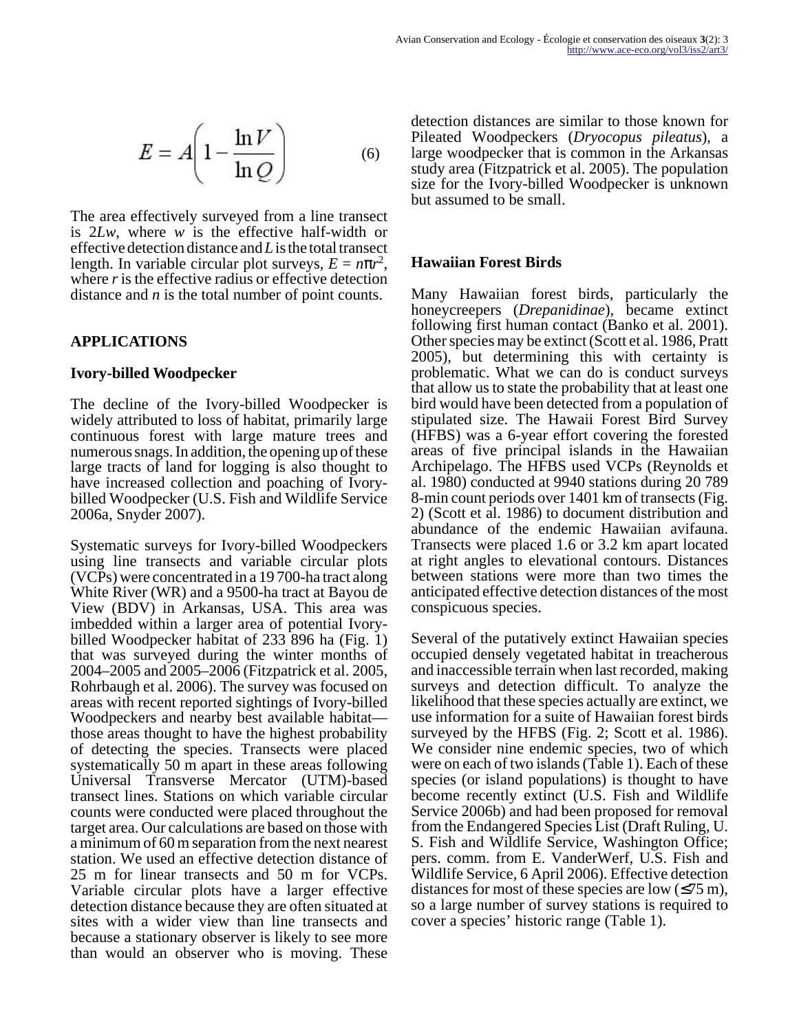$$E = A\left(1 - \frac{\ln V}{\ln Q}\right) \qquad (6)$$

The area effectively surveyed from a line transect is $2Lw$, where $w$ is the effective half-width or effective detection distance and $L$ is the total transect length. In variable circular plot surveys, $E = n\pi r^2$, where $r$ is the effective radius or effective detection distance and $n$ is the total number of point counts.

## APPLICATIONS

### Ivory-billed Woodpecker

The decline of the Ivory-billed Woodpecker is widely attributed to loss of habitat, primarily large continuous forest with large mature trees and numerous snags. In addition, the opening up of these large tracts of land for logging is also thought to have increased collection and poaching of Ivory-billed Woodpecker (U.S. Fish and Wildlife Service 2006a, Snyder 2007).

Systematic surveys for Ivory-billed Woodpeckers using line transects and variable circular plots (VCPs) were concentrated in a 19 700-ha tract along White River (WR) and a 9500-ha tract at Bayou de View (BDV) in Arkansas, USA. This area was imbedded within a larger area of potential Ivory-billed Woodpecker habitat of 233 896 ha (Fig. 1) that was surveyed during the winter months of 2004–2005 and 2005–2006 (Fitzpatrick et al. 2005, Rohrbaugh et al. 2006). The survey was focused on areas with recent reported sightings of Ivory-billed Woodpeckers and nearby best available habitat—those areas thought to have the highest probability of detecting the species. Transects were placed systematically 50 m apart in these areas following Universal Transverse Mercator (UTM)-based transect lines. Stations on which variable circular counts were conducted were placed throughout the target area. Our calculations are based on those with a minimum of 60 m separation from the next nearest station. We used an effective detection distance of 25 m for linear transects and 50 m for VCPs. Variable circular plots have a larger effective detection distance because they are often situated at sites with a wider view than line transects and because a stationary observer is likely to see more than would an observer who is moving. These detection distances are similar to those known for Pileated Woodpeckers (*Dryocopus pileatus*), a large woodpecker that is common in the Arkansas study area (Fitzpatrick et al. 2005). The population size for the Ivory-billed Woodpecker is unknown but assumed to be small.

### Hawaiian Forest Birds

Many Hawaiian forest birds, particularly the honeycreepers (*Drepanidinae*), became extinct following first human contact (Banko et al. 2001). Other species may be extinct (Scott et al. 1986, Pratt 2005), but determining this with certainty is problematic. What we can do is conduct surveys that allow us to state the probability that at least one bird would have been detected from a population of stipulated size. The Hawaii Forest Bird Survey (HFBS) was a 6-year effort covering the forested areas of five principal islands in the Hawaiian Archipelago. The HFBS used VCPs (Reynolds et al. 1980) conducted at 9940 stations during 20 789 8-min count periods over 1401 km of transects (Fig. 2) (Scott et al. 1986) to document distribution and abundance of the endemic Hawaiian avifauna. Transects were placed 1.6 or 3.2 km apart located at right angles to elevational contours. Distances between stations were more than two times the anticipated effective detection distances of the most conspicuous species.

Several of the putatively extinct Hawaiian species occupied densely vegetated habitat in treacherous and inaccessible terrain when last recorded, making surveys and detection difficult. To analyze the likelihood that these species actually are extinct, we use information for a suite of Hawaiian forest birds surveyed by the HFBS (Fig. 2; Scott et al. 1986). We consider nine endemic species, two of which were on each of two islands (Table 1). Each of these species (or island populations) is thought to have become recently extinct (U.S. Fish and Wildlife Service 2006b) and had been proposed for removal from the Endangered Species List (Draft Ruling, U. S. Fish and Wildlife Service, Washington Office; pers. comm. from E. VanderWerf, U.S. Fish and Wildlife Service, 6 April 2006). Effective detection distances for most of these species are low ($\leq$75 m), so a large number of survey stations is required to cover a species' historic range (Table 1).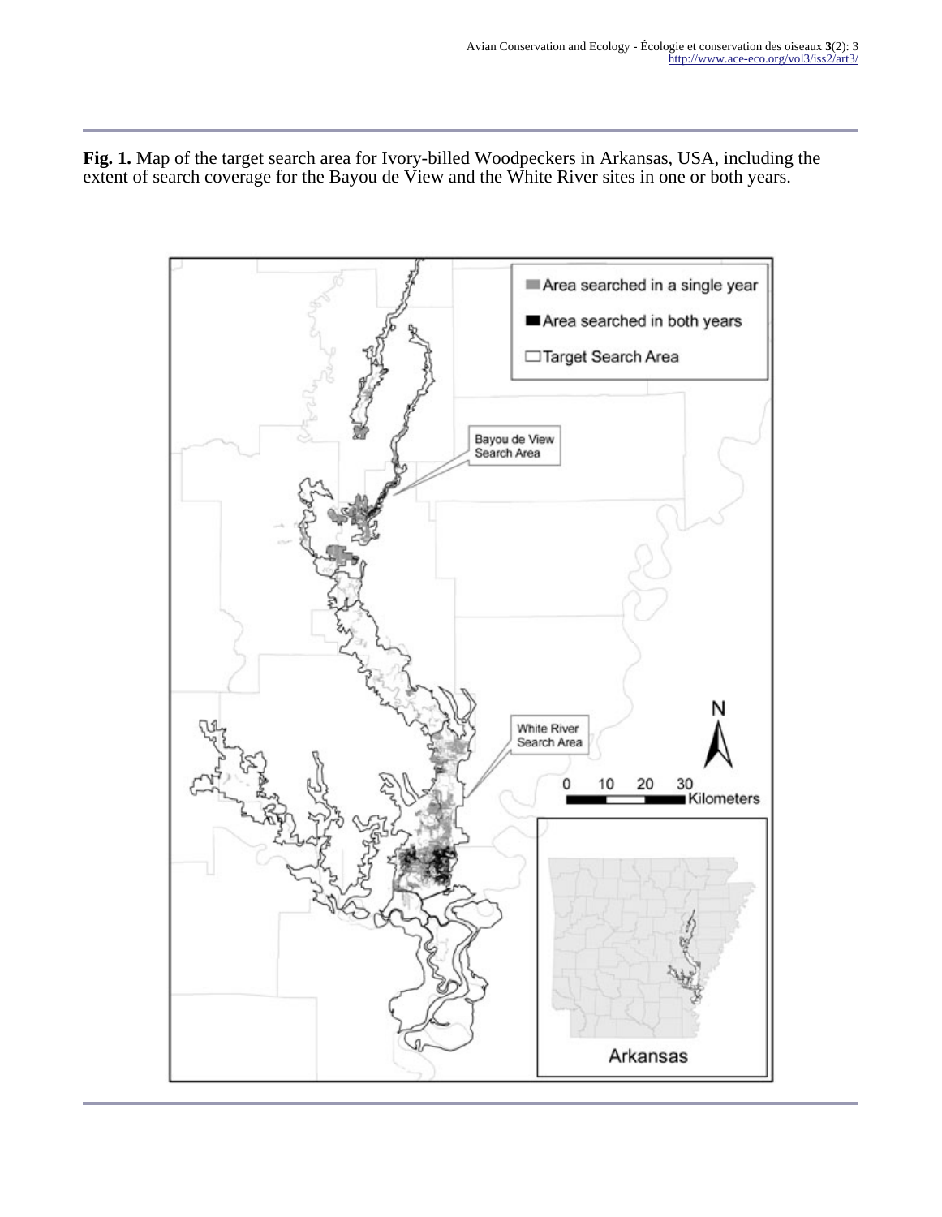**Fig. 1.** Map of the target search area for Ivory-billed Woodpeckers in Arkansas, USA, including the extent of search coverage for the Bayou de View and the White River sites in one or both years.

Area searched in a single year

Area searched in both years

Target Search Area

Bayou de View Search Area

White River Search Area

N

0 10 20 30 Kilometers

Arkansas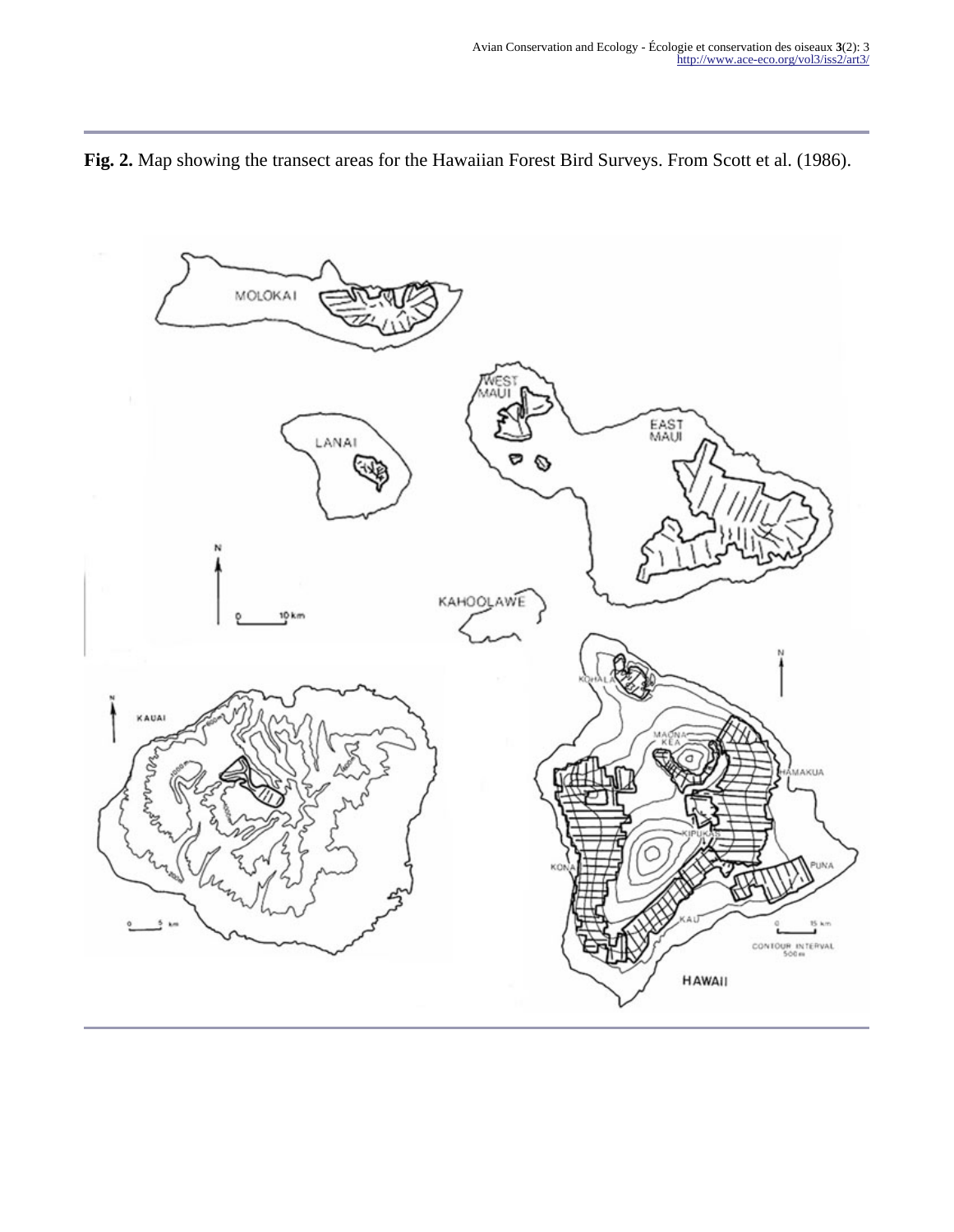**Fig. 2.** Map showing the transect areas for the Hawaiian Forest Bird Surveys. From Scott et al. (1986).

MOLOKAI

WEST MAUI

EAST MAUI

LANAI

KAHOOLAWE

N

0 10 km

KAUAI

0 5 km

KOHALA

MAUNA KEA

HAMAKUA

KIPUKAS

KONA

PUNA

KAU

0 15 km

CONTOUR INTERVAL 500 m

HAWAII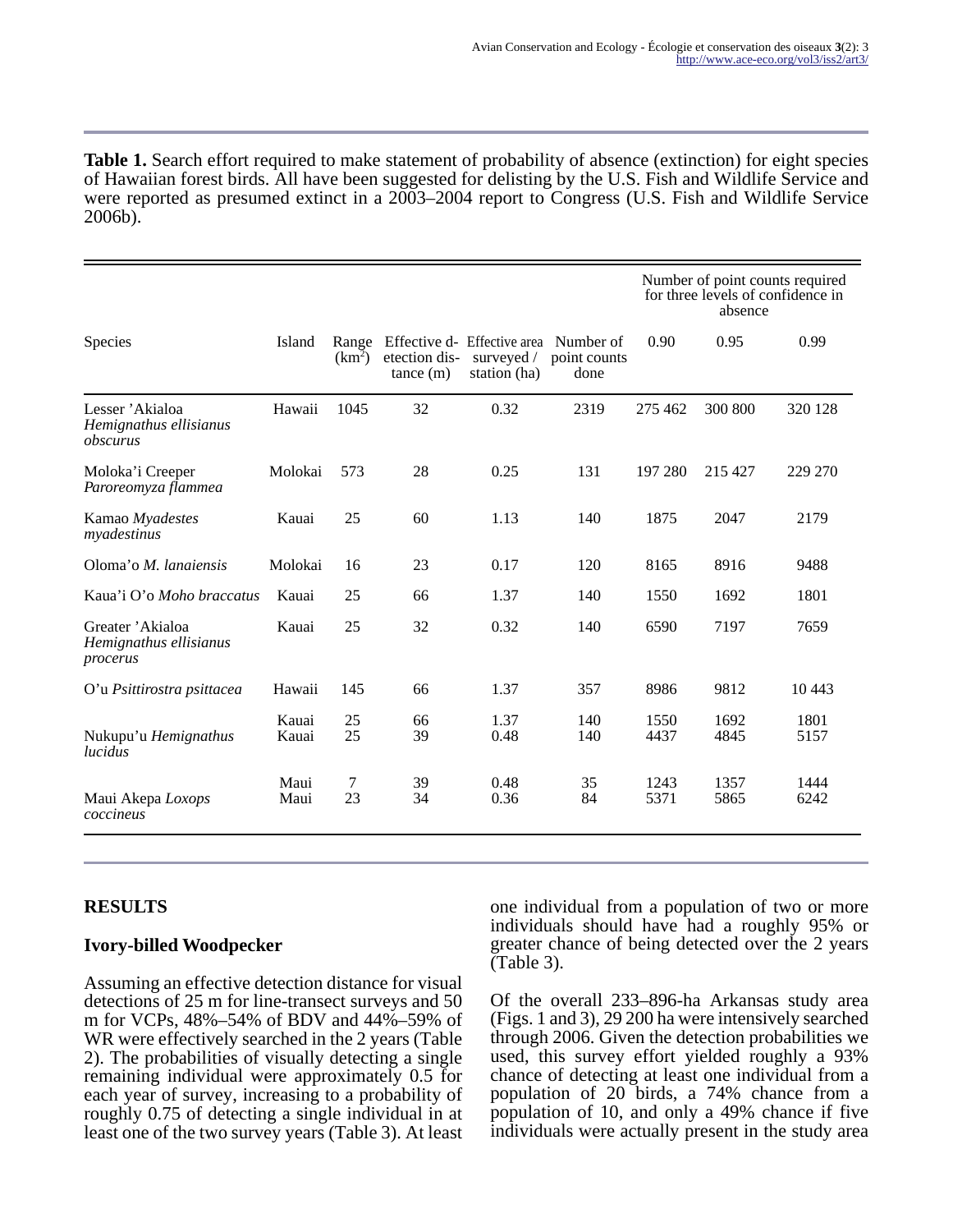**Table 1.** Search effort required to make statement of probability of absence (extinction) for eight species of Hawaiian forest birds. All have been suggested for delisting by the U.S. Fish and Wildlife Service and were reported as presumed extinct in a 2003–2004 report to Congress (U.S. Fish and Wildlife Service 2006b).

| | | | | | | Number of point counts required for three levels of confidence in absence | | |
|---|---|---|---|---|---|---|---|---|
| Species | Island | Range ($km^2$) | Effective detection distance (m) | Effective area surveyed / station (ha) | Number of point counts done | 0.90 | 0.95 | 0.99 |
| Lesser 'Akialoa *Hemignathus ellisianus obscurus* | Hawaii | 1045 | 32 | 0.32 | 2319 | 275 462 | 300 800 | 320 128 |
| Moloka'i Creeper *Paroreomyza flammea* | Molokai | 573 | 28 | 0.25 | 131 | 197 280 | 215 427 | 229 270 |
| Kamao *Myadestes myadestinus* | Kauai | 25 | 60 | 1.13 | 140 | 1875 | 2047 | 2179 |
| Oloma'o *M. lanaiensis* | Molokai | 16 | 23 | 0.17 | 120 | 8165 | 8916 | 9488 |
| Kaua'i O'o *Moho braccatus* | Kauai | 25 | 66 | 1.37 | 140 | 1550 | 1692 | 1801 |
| Greater 'Akialoa *Hemignathus ellisianus procerus* | Kauai | 25 | 32 | 0.32 | 140 | 6590 | 7197 | 7659 |
| O'u *Psittirostra psittacea* | Hawaii | 145 | 66 | 1.37 | 357 | 8986 | 9812 | 10 443 |
| Nukupu'u *Hemignathus lucidus* | Kauai | 25 | 66 | 1.37 | 140 | 1550 | 1692 | 1801 |
| | Kauai | 25 | 39 | 0.48 | 140 | 4437 | 4845 | 5157 |
| Maui Akepa *Loxops coccineus* | Maui | 7 | 39 | 0.48 | 35 | 1243 | 1357 | 1444 |
| | Maui | 23 | 34 | 0.36 | 84 | 5371 | 5865 | 6242 |

## RESULTS

### Ivory-billed Woodpecker

Assuming an effective detection distance for visual detections of 25 m for line-transect surveys and 50 m for VCPs, 48%–54% of BDV and 44%–59% of WR were effectively searched in the 2 years (Table 2). The probabilities of visually detecting a single remaining individual were approximately 0.5 for each year of survey, increasing to a probability of roughly 0.75 of detecting a single individual in at least one of the two survey years (Table 3). At least one individual from a population of two or more individuals should have had a roughly 95% or greater chance of being detected over the 2 years (Table 3).

Of the overall 233–896-ha Arkansas study area (Figs. 1 and 3), 29 200 ha were intensively searched through 2006. Given the detection probabilities we used, this survey effort yielded roughly a 93% chance of detecting at least one individual from a population of 20 birds, a 74% chance from a population of 10, and only a 49% chance if five individuals were actually present in the study area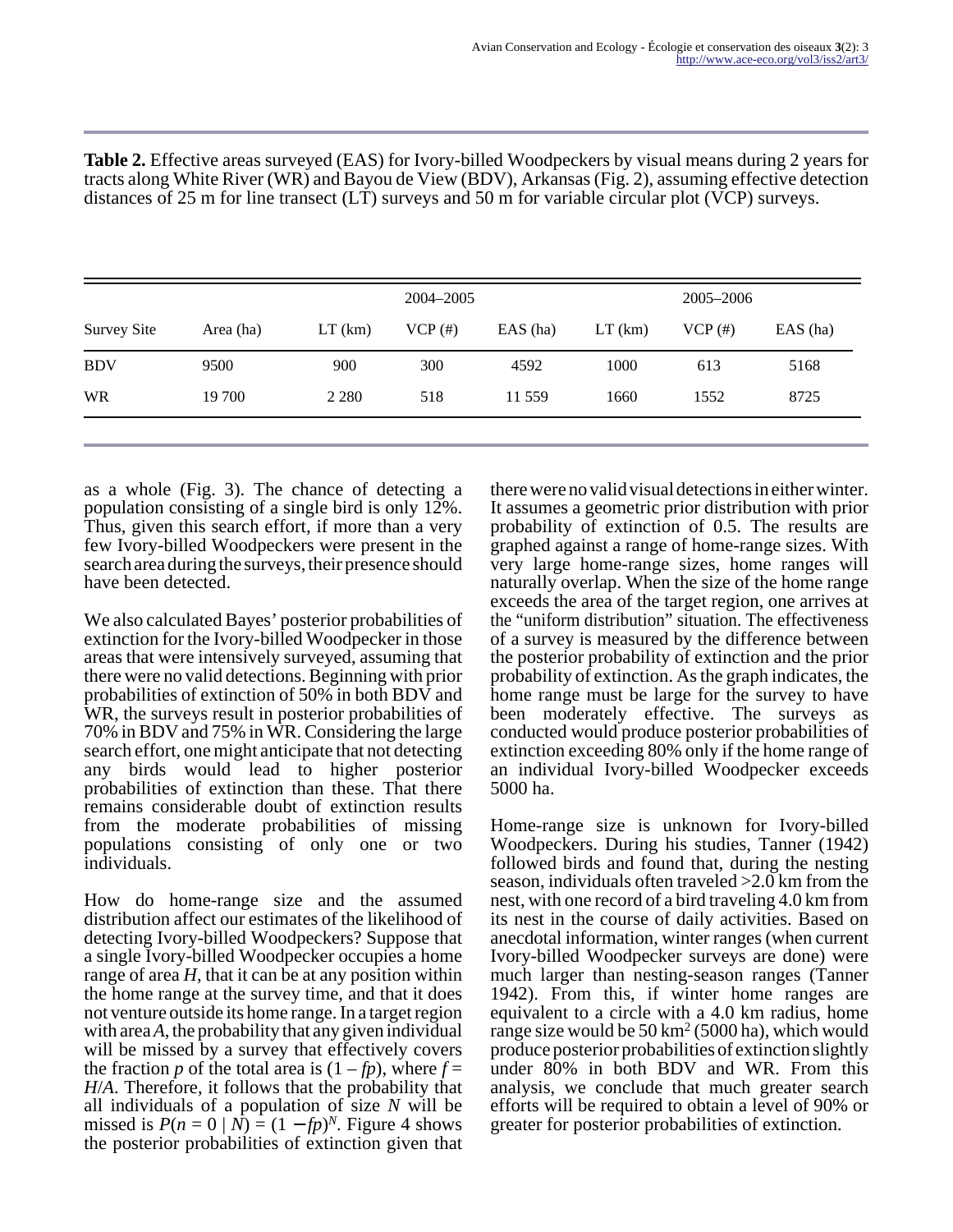**Table 2.** Effective areas surveyed (EAS) for Ivory-billed Woodpeckers by visual means during 2 years for tracts along White River (WR) and Bayou de View (BDV), Arkansas (Fig. 2), assuming effective detection distances of 25 m for line transect (LT) surveys and 50 m for variable circular plot (VCP) surveys.

| | | 2004–2005 | | | 2005–2006 | | |
|---|---|---|---|---|---|---|---|
| Survey Site | Area (ha) | LT (km) | VCP (#) | EAS (ha) | LT (km) | VCP (#) | EAS (ha) |
| BDV | 9500 | 900 | 300 | 4592 | 1000 | 613 | 5168 |
| WR | 19 700 | 2 280 | 518 | 11 559 | 1660 | 1552 | 8725 |

as a whole (Fig. 3). The chance of detecting a population consisting of a single bird is only 12%. Thus, given this search effort, if more than a very few Ivory-billed Woodpeckers were present in the search area during the surveys, their presence should have been detected.

We also calculated Bayes' posterior probabilities of extinction for the Ivory-billed Woodpecker in those areas that were intensively surveyed, assuming that there were no valid detections. Beginning with prior probabilities of extinction of 50% in both BDV and WR, the surveys result in posterior probabilities of 70% in BDV and 75% in WR. Considering the large search effort, one might anticipate that not detecting any birds would lead to higher posterior probabilities of extinction than these. That there remains considerable doubt of extinction results from the moderate probabilities of missing populations consisting of only one or two individuals.

How do home-range size and the assumed distribution affect our estimates of the likelihood of detecting Ivory-billed Woodpeckers? Suppose that a single Ivory-billed Woodpecker occupies a home range of area $H$, that it can be at any position within the home range at the survey time, and that it does not venture outside its home range. In a target region with area $A$, the probability that any given individual will be missed by a survey that effectively covers the fraction $p$ of the total area is $(1 - fp)$, where $f = H/A$. Therefore, it follows that the probability that all individuals of a population of size $N$ will be missed is $P(n = 0 \mid N) = (1 - fp)^N$. Figure 4 shows the posterior probabilities of extinction given that there were no valid visual detections in either winter. It assumes a geometric prior distribution with prior probability of extinction of 0.5. The results are graphed against a range of home-range sizes. With very large home-range sizes, home ranges will naturally overlap. When the size of the home range exceeds the area of the target region, one arrives at the "uniform distribution" situation. The effectiveness of a survey is measured by the difference between the posterior probability of extinction and the prior probability of extinction. As the graph indicates, the home range must be large for the survey to have been moderately effective. The surveys as conducted would produce posterior probabilities of extinction exceeding 80% only if the home range of an individual Ivory-billed Woodpecker exceeds 5000 ha.

Home-range size is unknown for Ivory-billed Woodpeckers. During his studies, Tanner (1942) followed birds and found that, during the nesting season, individuals often traveled >2.0 km from the nest, with one record of a bird traveling 4.0 km from its nest in the course of daily activities. Based on anecdotal information, winter ranges (when current Ivory-billed Woodpecker surveys are done) were much larger than nesting-season ranges (Tanner 1942). From this, if winter home ranges are equivalent to a circle with a 4.0 km radius, home range size would be 50 $km^2$ (5000 ha), which would produce posterior probabilities of extinction slightly under 80% in both BDV and WR. From this analysis, we conclude that much greater search efforts will be required to obtain a level of 90% or greater for posterior probabilities of extinction.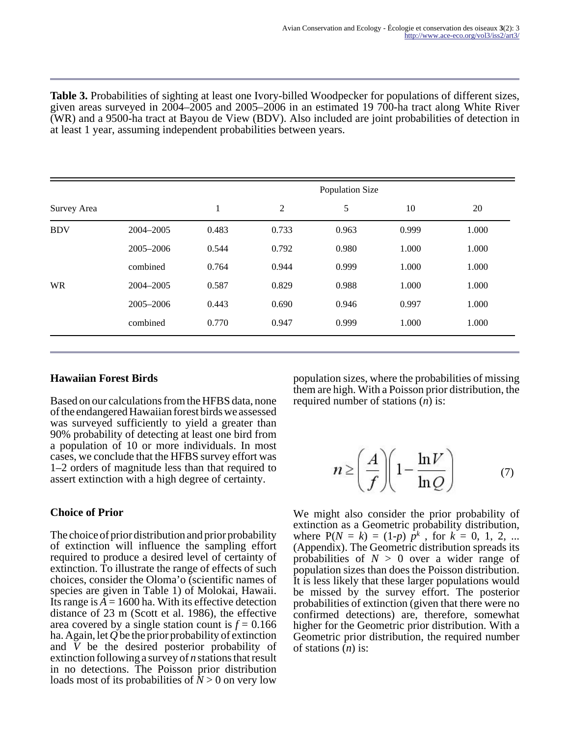**Table 3.** Probabilities of sighting at least one Ivory-billed Woodpecker for populations of different sizes, given areas surveyed in 2004–2005 and 2005–2006 in an estimated 19 700-ha tract along White River (WR) and a 9500-ha tract at Bayou de View (BDV). Also included are joint probabilities of detection in at least 1 year, assuming independent probabilities between years.

| | | Population Size | | | | |
|---|---|---|---|---|---|---|
| Survey Area | | 1 | 2 | 5 | 10 | 20 |
| BDV | 2004–2005 | 0.483 | 0.733 | 0.963 | 0.999 | 1.000 |
| | 2005–2006 | 0.544 | 0.792 | 0.980 | 1.000 | 1.000 |
| | combined | 0.764 | 0.944 | 0.999 | 1.000 | 1.000 |
| WR | 2004–2005 | 0.587 | 0.829 | 0.988 | 1.000 | 1.000 |
| | 2005–2006 | 0.443 | 0.690 | 0.946 | 0.997 | 1.000 |
| | combined | 0.770 | 0.947 | 0.999 | 1.000 | 1.000 |

### Hawaiian Forest Birds

Based on our calculations from the HFBS data, none of the endangered Hawaiian forest birds we assessed was surveyed sufficiently to yield a greater than 90% probability of detecting at least one bird from a population of 10 or more individuals. In most cases, we conclude that the HFBS survey effort was 1–2 orders of magnitude less than that required to assert extinction with a high degree of certainty.

### Choice of Prior

The choice of prior distribution and prior probability of extinction will influence the sampling effort required to produce a desired level of certainty of extinction. To illustrate the range of effects of such choices, consider the Oloma'o (scientific names of species are given in Table 1) of Molokai, Hawaii. Its range is $A = 1600$ ha. With its effective detection distance of 23 m (Scott et al. 1986), the effective area covered by a single station count is $f = 0.166$ ha. Again, let $Q$ be the prior probability of extinction and $V$ be the desired posterior probability of extinction following a survey of $n$ stations that result in no detections. The Poisson prior distribution loads most of its probabilities of $N > 0$ on very low population sizes, where the probabilities of missing them are high. With a Poisson prior distribution, the required number of stations ($n$) is:

$$n \geq \left(\frac{A}{f}\right)\left(1 - \frac{\ln V}{\ln Q}\right) \qquad (7)$$

We might also consider the prior probability of extinction as a Geometric probability distribution, where $P(N = k) = (1-p)\ p^k$ , for $k = 0, 1, 2, \ldots$ (Appendix). The Geometric distribution spreads its probabilities of $N > 0$ over a wider range of population sizes than does the Poisson distribution. It is less likely that these larger populations would be missed by the survey effort. The posterior probabilities of extinction (given that there were no confirmed detections) are, therefore, somewhat higher for the Geometric prior distribution. With a Geometric prior distribution, the required number of stations ($n$) is: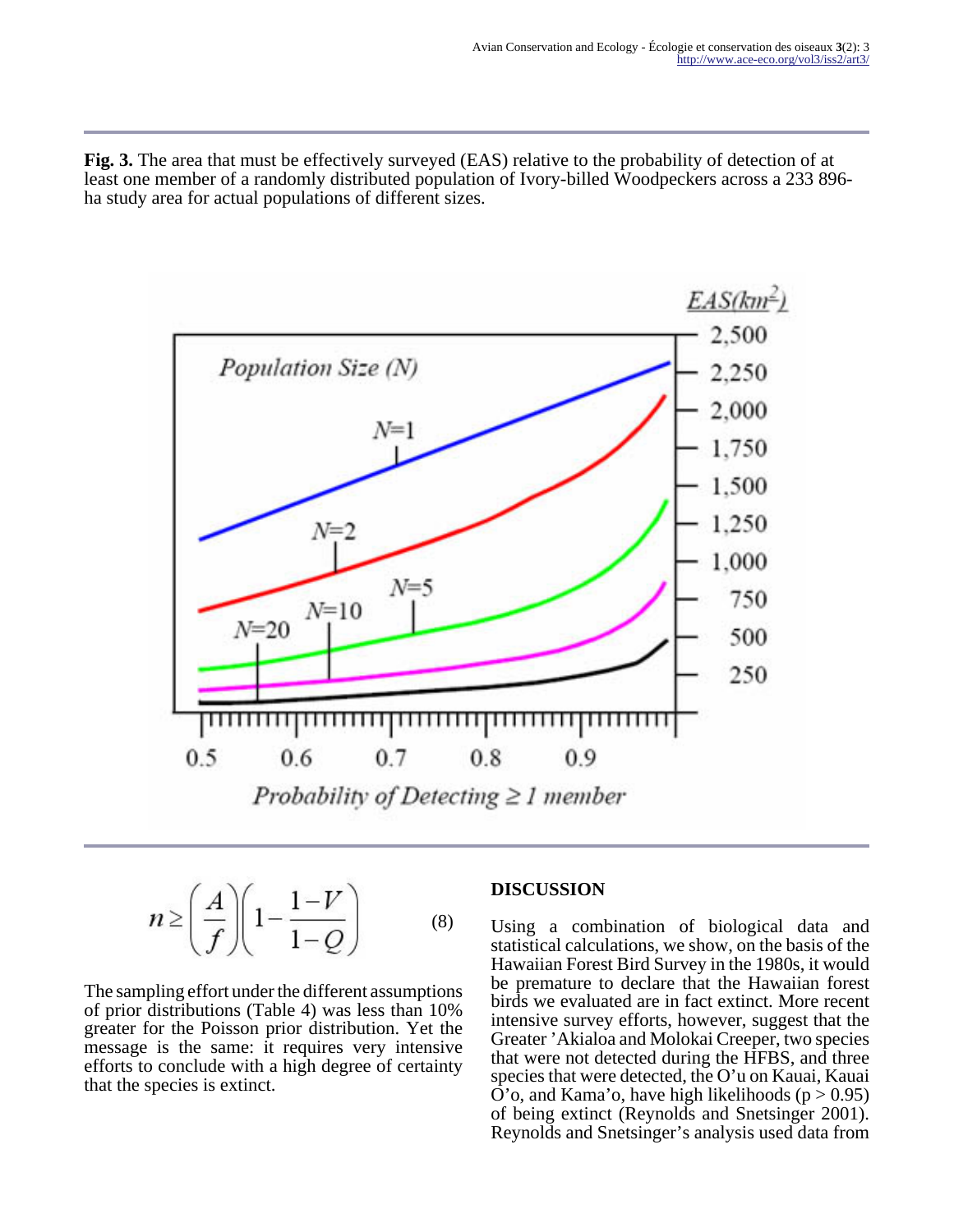**Fig. 3.** The area that must be effectively surveyed (EAS) relative to the probability of detection of at least one member of a randomly distributed population of Ivory-billed Woodpeckers across a 233 896-ha study area for actual populations of different sizes.

EAS(km²)

2,500
2,250
2,000
1,750
1,500
1,250
1,000
750
500
250

Population Size (N)

N=1
N=2
N=5
N=10
N=20

0.5
0.6
0.7
0.8
0.9

Probability of Detecting ≥ 1 member

$$n \geq \left(\frac{A}{f}\right)\left(1 - \frac{1-V}{1-Q}\right) \quad (8)$$

The sampling effort under the different assumptions of prior distributions (Table 4) was less than 10% greater for the Poisson prior distribution. Yet the message is the same: it requires very intensive efforts to conclude with a high degree of certainty that the species is extinct.

## DISCUSSION

Using a combination of biological data and statistical calculations, we show, on the basis of the Hawaiian Forest Bird Survey in the 1980s, it would be premature to declare that the Hawaiian forest birds we evaluated are in fact extinct. More recent intensive survey efforts, however, suggest that the Greater 'Akialoa and Molokai Creeper, two species that were not detected during the HFBS, and three species that were detected, the O'u on Kauai, Kauai O'o, and Kama'o, have high likelihoods ($p > 0.95$) of being extinct (Reynolds and Snetsinger 2001). Reynolds and Snetsinger's analysis used data from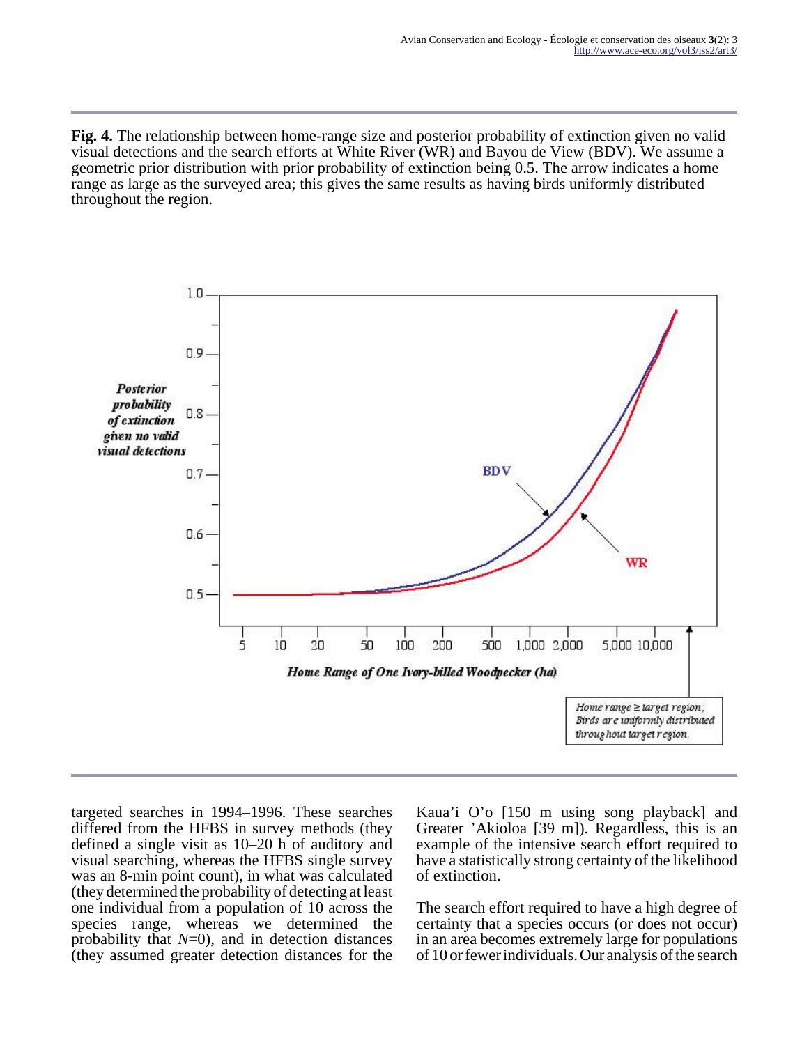**Fig. 4.** The relationship between home-range size and posterior probability of extinction given no valid visual detections and the search efforts at White River (WR) and Bayou de View (BDV). We assume a geometric prior distribution with prior probability of extinction being 0.5. The arrow indicates a home range as large as the surveyed area; this gives the same results as having birds uniformly distributed throughout the region.

Posterior probability of extinction given no valid visual detections

1.0
0.9
0.8
0.7
0.6
0.5

BDV
WR

5 10 20 50 100 200 500 1,000 2,000 5,000 10,000

Home Range of One Ivory-billed Woodpecker (ha)

Home range ≥ target region; Birds are uniformly distributed throughout target region.

targeted searches in 1994–1996. These searches differed from the HFBS in survey methods (they defined a single visit as 10–20 h of auditory and visual searching, whereas the HFBS single survey was an 8-min point count), in what was calculated (they determined the probability of detecting at least one individual from a population of 10 across the species range, whereas we determined the probability that $N$=0), and in detection distances (they assumed greater detection distances for the Kaua'i O'o [150 m using song playback] and Greater 'Akioloa [39 m]). Regardless, this is an example of the intensive search effort required to have a statistically strong certainty of the likelihood of extinction.

The search effort required to have a high degree of certainty that a species occurs (or does not occur) in an area becomes extremely large for populations of 10 or fewer individuals. Our analysis of the search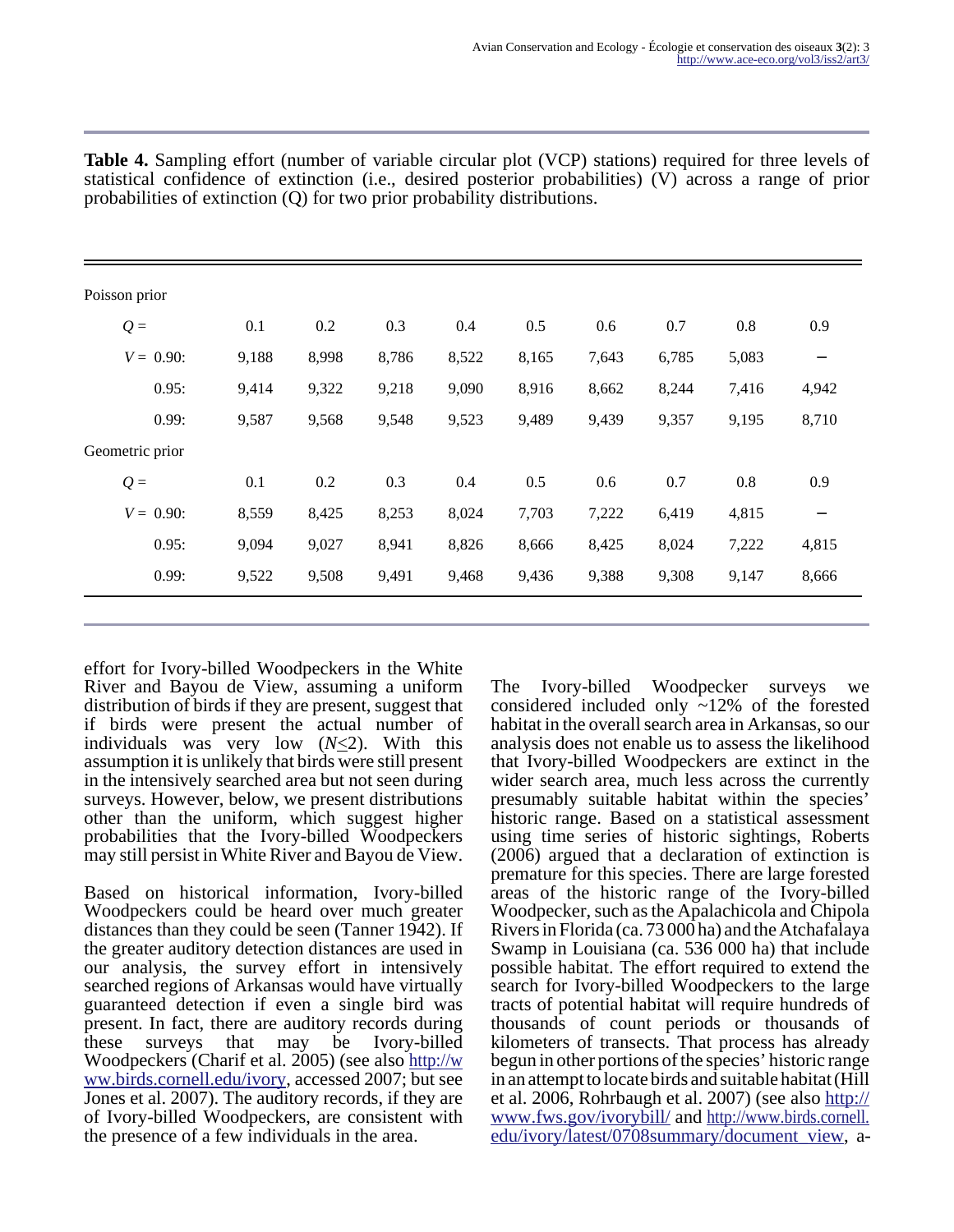**Table 4.** Sampling effort (number of variable circular plot (VCP) stations) required for three levels of statistical confidence of extinction (i.e., desired posterior probabilities) (V) across a range of prior probabilities of extinction (Q) for two prior probability distributions.

| | | | | | | | | | |
|---|---|---|---|---|---|---|---|---|---|
| Poisson prior | | | | | | | | | |
| $Q$ = | 0.1 | 0.2 | 0.3 | 0.4 | 0.5 | 0.6 | 0.7 | 0.8 | 0.9 |
| $V$ = 0.90: | 9,188 | 8,998 | 8,786 | 8,522 | 8,165 | 7,643 | 6,785 | 5,083 | – |
| 0.95: | 9,414 | 9,322 | 9,218 | 9,090 | 8,916 | 8,662 | 8,244 | 7,416 | 4,942 |
| 0.99: | 9,587 | 9,568 | 9,548 | 9,523 | 9,489 | 9,439 | 9,357 | 9,195 | 8,710 |
| Geometric prior | | | | | | | | | |
| $Q$ = | 0.1 | 0.2 | 0.3 | 0.4 | 0.5 | 0.6 | 0.7 | 0.8 | 0.9 |
| $V$ = 0.90: | 8,559 | 8,425 | 8,253 | 8,024 | 7,703 | 7,222 | 6,419 | 4,815 | – |
| 0.95: | 9,094 | 9,027 | 8,941 | 8,826 | 8,666 | 8,425 | 8,024 | 7,222 | 4,815 |
| 0.99: | 9,522 | 9,508 | 9,491 | 9,468 | 9,436 | 9,388 | 9,308 | 9,147 | 8,666 |

effort for Ivory-billed Woodpeckers in the White River and Bayou de View, assuming a uniform distribution of birds if they are present, suggest that if birds were present the actual number of individuals was very low ($N \leq 2$). With this assumption it is unlikely that birds were still present in the intensively searched area but not seen during surveys. However, below, we present distributions other than the uniform, which suggest higher probabilities that the Ivory-billed Woodpeckers may still persist in White River and Bayou de View.

Based on historical information, Ivory-billed Woodpeckers could be heard over much greater distances than they could be seen (Tanner 1942). If the greater auditory detection distances are used in our analysis, the survey effort in intensively searched regions of Arkansas would have virtually guaranteed detection if even a single bird was present. In fact, there are auditory records during these surveys that may be Ivory-billed Woodpeckers (Charif et al. 2005) (see also http://www.birds.cornell.edu/ivory, accessed 2007; but see Jones et al. 2007). The auditory records, if they are of Ivory-billed Woodpeckers, are consistent with the presence of a few individuals in the area.

The Ivory-billed Woodpecker surveys we considered included only ~12% of the forested habitat in the overall search area in Arkansas, so our analysis does not enable us to assess the likelihood that Ivory-billed Woodpeckers are extinct in the wider search area, much less across the currently presumably suitable habitat within the species' historic range. Based on a statistical assessment using time series of historic sightings, Roberts (2006) argued that a declaration of extinction is premature for this species. There are large forested areas of the historic range of the Ivory-billed Woodpecker, such as the Apalachicola and Chipola Rivers in Florida (ca. 73 000 ha) and the Atchafalaya Swamp in Louisiana (ca. 536 000 ha) that include possible habitat. The effort required to extend the search for Ivory-billed Woodpeckers to the large tracts of potential habitat will require hundreds of thousands of count periods or thousands of kilometers of transects. That process has already begun in other portions of the species' historic range in an attempt to locate birds and suitable habitat (Hill et al. 2006, Rohrbaugh et al. 2007) (see also http://www.fws.gov/ivorybill/ and http://www.birds.cornell.edu/ivory/latest/0708summary/document_view, a-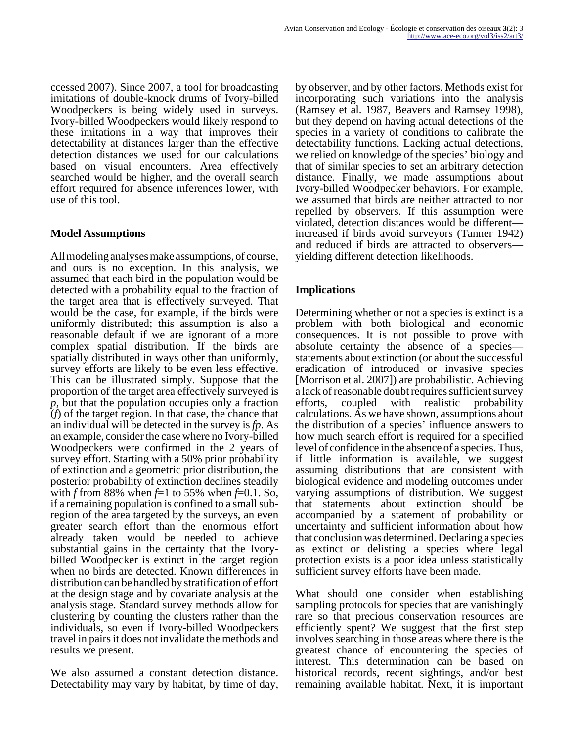ccessed 2007). Since 2007, a tool for broadcasting imitations of double-knock drums of Ivory-billed Woodpeckers is being widely used in surveys. Ivory-billed Woodpeckers would likely respond to these imitations in a way that improves their detectability at distances larger than the effective detection distances we used for our calculations based on visual encounters. Area effectively searched would be higher, and the overall search effort required for absence inferences lower, with use of this tool.

## Model Assumptions

All modeling analyses make assumptions, of course, and ours is no exception. In this analysis, we assumed that each bird in the population would be detected with a probability equal to the fraction of the target area that is effectively surveyed. That would be the case, for example, if the birds were uniformly distributed; this assumption is also a reasonable default if we are ignorant of a more complex spatial distribution. If the birds are spatially distributed in ways other than uniformly, survey efforts are likely to be even less effective. This can be illustrated simply. Suppose that the proportion of the target area effectively surveyed is $p$, but that the population occupies only a fraction ($f$) of the target region. In that case, the chance that an individual will be detected in the survey is $fp$. As an example, consider the case where no Ivory-billed Woodpeckers were confirmed in the 2 years of survey effort. Starting with a 50% prior probability of extinction and a geometric prior distribution, the posterior probability of extinction declines steadily with $f$ from 88% when $f$=1 to 55% when $f$=0.1. So, if a remaining population is confined to a small sub-region of the area targeted by the surveys, an even greater search effort than the enormous effort already taken would be needed to achieve substantial gains in the certainty that the Ivory-billed Woodpecker is extinct in the target region when no birds are detected. Known differences in distribution can be handled by stratification of effort at the design stage and by covariate analysis at the analysis stage. Standard survey methods allow for clustering by counting the clusters rather than the individuals, so even if Ivory-billed Woodpeckers travel in pairs it does not invalidate the methods and results we present.

We also assumed a constant detection distance. Detectability may vary by habitat, by time of day, by observer, and by other factors. Methods exist for incorporating such variations into the analysis (Ramsey et al. 1987, Beavers and Ramsey 1998), but they depend on having actual detections of the species in a variety of conditions to calibrate the detectability functions. Lacking actual detections, we relied on knowledge of the species' biology and that of similar species to set an arbitrary detection distance. Finally, we made assumptions about Ivory-billed Woodpecker behaviors. For example, we assumed that birds are neither attracted to nor repelled by observers. If this assumption were violated, detection distances would be different—increased if birds avoid surveyors (Tanner 1942) and reduced if birds are attracted to observers—yielding different detection likelihoods.

## Implications

Determining whether or not a species is extinct is a problem with both biological and economic consequences. It is not possible to prove with absolute certainty the absence of a species—statements about extinction (or about the successful eradication of introduced or invasive species [Morrison et al. 2007]) are probabilistic. Achieving a lack of reasonable doubt requires sufficient survey efforts, coupled with realistic probability calculations. As we have shown, assumptions about the distribution of a species' influence answers to how much search effort is required for a specified level of confidence in the absence of a species. Thus, if little information is available, we suggest assuming distributions that are consistent with biological evidence and modeling outcomes under varying assumptions of distribution. We suggest that statements about extinction should be accompanied by a statement of probability or uncertainty and sufficient information about how that conclusion was determined. Declaring a species as extinct or delisting a species where legal protection exists is a poor idea unless statistically sufficient survey efforts have been made.

What should one consider when establishing sampling protocols for species that are vanishingly rare so that precious conservation resources are efficiently spent? We suggest that the first step involves searching in those areas where there is the greatest chance of encountering the species of interest. This determination can be based on historical records, recent sightings, and/or best remaining available habitat. Next, it is important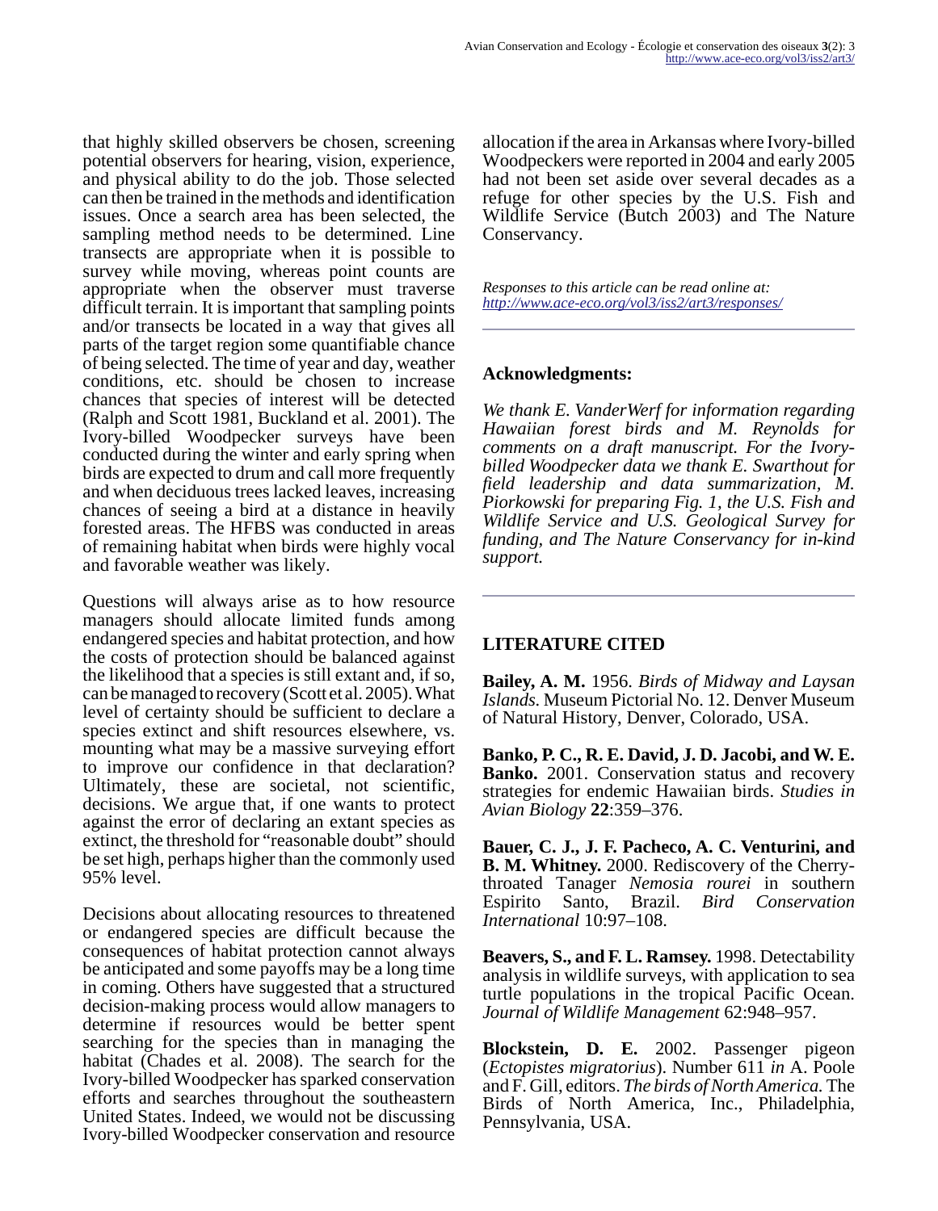that highly skilled observers be chosen, screening potential observers for hearing, vision, experience, and physical ability to do the job. Those selected can then be trained in the methods and identification issues. Once a search area has been selected, the sampling method needs to be determined. Line transects are appropriate when it is possible to survey while moving, whereas point counts are appropriate when the observer must traverse difficult terrain. It is important that sampling points and/or transects be located in a way that gives all parts of the target region some quantifiable chance of being selected. The time of year and day, weather conditions, etc. should be chosen to increase chances that species of interest will be detected (Ralph and Scott 1981, Buckland et al. 2001). The Ivory-billed Woodpecker surveys have been conducted during the winter and early spring when birds are expected to drum and call more frequently and when deciduous trees lacked leaves, increasing chances of seeing a bird at a distance in heavily forested areas. The HFBS was conducted in areas of remaining habitat when birds were highly vocal and favorable weather was likely.

Questions will always arise as to how resource managers should allocate limited funds among endangered species and habitat protection, and how the costs of protection should be balanced against the likelihood that a species is still extant and, if so, can be managed to recovery (Scott et al. 2005). What level of certainty should be sufficient to declare a species extinct and shift resources elsewhere, vs. mounting what may be a massive surveying effort to improve our confidence in that declaration? Ultimately, these are societal, not scientific, decisions. We argue that, if one wants to protect against the error of declaring an extant species as extinct, the threshold for "reasonable doubt" should be set high, perhaps higher than the commonly used 95% level.

Decisions about allocating resources to threatened or endangered species are difficult because the consequences of habitat protection cannot always be anticipated and some payoffs may be a long time in coming. Others have suggested that a structured decision-making process would allow managers to determine if resources would be better spent searching for the species than in managing the habitat (Chades et al. 2008). The search for the Ivory-billed Woodpecker has sparked conservation efforts and searches throughout the southeastern United States. Indeed, we would not be discussing Ivory-billed Woodpecker conservation and resource allocation if the area in Arkansas where Ivory-billed Woodpeckers were reported in 2004 and early 2005 had not been set aside over several decades as a refuge for other species by the U.S. Fish and Wildlife Service (Butch 2003) and The Nature Conservancy.

*Responses to this article can be read online at: http://www.ace-eco.org/vol3/iss2/art3/responses/*

## Acknowledgments:

*We thank E. VanderWerf for information regarding Hawaiian forest birds and M. Reynolds for comments on a draft manuscript. For the Ivory-billed Woodpecker data we thank E. Swarthout for field leadership and data summarization, M. Piorkowski for preparing Fig. 1, the U.S. Fish and Wildlife Service and U.S. Geological Survey for funding, and The Nature Conservancy for in-kind support.*

## LITERATURE CITED

**Bailey, A. M.** 1956. *Birds of Midway and Laysan Islands.* Museum Pictorial No. 12. Denver Museum of Natural History, Denver, Colorado, USA.

**Banko, P. C., R. E. David, J. D. Jacobi, and W. E. Banko.** 2001. Conservation status and recovery strategies for endemic Hawaiian birds. *Studies in Avian Biology* **22**:359–376.

**Bauer, C. J., J. F. Pacheco, A. C. Venturini, and B. M. Whitney.** 2000. Rediscovery of the Cherry-throated Tanager *Nemosia rourei* in southern Espirito Santo, Brazil. *Bird Conservation International* 10:97–108.

**Beavers, S., and F. L. Ramsey.** 1998. Detectability analysis in wildlife surveys, with application to sea turtle populations in the tropical Pacific Ocean. *Journal of Wildlife Management* 62:948–957.

**Blockstein, D. E.** 2002. Passenger pigeon (*Ectopistes migratorius*). Number 611 *in* A. Poole and F. Gill, editors. *The birds of North America.* The Birds of North America, Inc., Philadelphia, Pennsylvania, USA.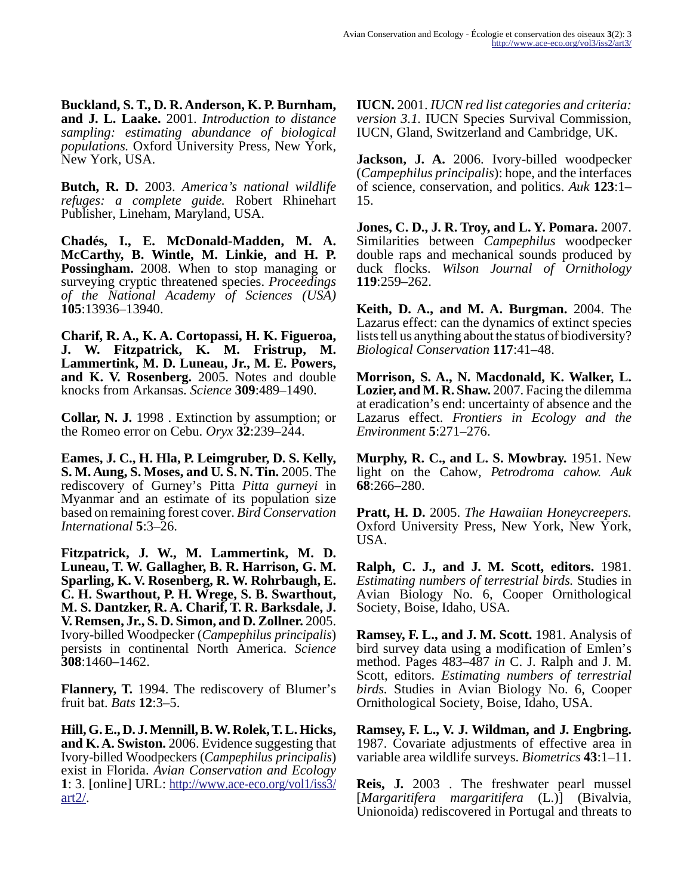**Buckland, S. T., D. R. Anderson, K. P. Burnham, and J. L. Laake.** 2001. *Introduction to distance sampling: estimating abundance of biological populations.* Oxford University Press, New York, New York, USA.

**Butch, R. D.** 2003. *America's national wildlife refuges: a complete guide.* Robert Rhinehart Publisher, Lineham, Maryland, USA.

**Chadés, I., E. McDonald-Madden, M. A. McCarthy, B. Wintle, M. Linkie, and H. P. Possingham.** 2008. When to stop managing or surveying cryptic threatened species. *Proceedings of the National Academy of Sciences (USA)* **105**:13936–13940.

**Charif, R. A., K. A. Cortopassi, H. K. Figueroa, J. W. Fitzpatrick, K. M. Fristrup, M. Lammertink, M. D. Luneau, Jr., M. E. Powers, and K. V. Rosenberg.** 2005. Notes and double knocks from Arkansas. *Science* **309**:489–1490.

**Collar, N. J.** 1998 . Extinction by assumption; or the Romeo error on Cebu. *Oryx* **32**:239–244.

**Eames, J. C., H. Hla, P. Leimgruber, D. S. Kelly, S. M. Aung, S. Moses, and U. S. N. Tin.** 2005. The rediscovery of Gurney's Pitta *Pitta gurneyi* in Myanmar and an estimate of its population size based on remaining forest cover. *Bird Conservation International* **5**:3–26.

**Fitzpatrick, J. W., M. Lammertink, M. D. Luneau, T. W. Gallagher, B. R. Harrison, G. M. Sparling, K. V. Rosenberg, R. W. Rohrbaugh, E. C. H. Swarthout, P. H. Wrege, S. B. Swarthout, M. S. Dantzker, R. A. Charif, T. R. Barksdale, J. V. Remsen, Jr., S. D. Simon, and D. Zollner.** 2005. Ivory-billed Woodpecker (*Campephilus principalis*) persists in continental North America. *Science* **308**:1460–1462.

**Flannery, T.** 1994. The rediscovery of Blumer's fruit bat. *Bats* **12**:3–5.

**Hill, G. E., D. J. Mennill, B. W. Rolek, T. L. Hicks, and K. A. Swiston.** 2006. Evidence suggesting that Ivory-billed Woodpeckers (*Campephilus principalis*) exist in Florida. *Avian Conservation and Ecology* **1**: 3. [online] URL: http://www.ace-eco.org/vol1/iss3/art2/.

**IUCN.** 2001. *IUCN red list categories and criteria: version 3.1.* IUCN Species Survival Commission, IUCN, Gland, Switzerland and Cambridge, UK.

**Jackson, J. A.** 2006. Ivory-billed woodpecker (*Campephilus principalis*): hope, and the interfaces of science, conservation, and politics. *Auk* **123**:1–15.

**Jones, C. D., J. R. Troy, and L. Y. Pomara.** 2007. Similarities between *Campephilus* woodpecker double raps and mechanical sounds produced by duck flocks. *Wilson Journal of Ornithology* **119**:259–262.

**Keith, D. A., and M. A. Burgman.** 2004. The Lazarus effect: can the dynamics of extinct species lists tell us anything about the status of biodiversity? *Biological Conservation* **117**:41–48.

**Morrison, S. A., N. Macdonald, K. Walker, L. Lozier, and M. R. Shaw.** 2007. Facing the dilemma at eradication's end: uncertainty of absence and the Lazarus effect. *Frontiers in Ecology and the Environment* **5**:271–276.

**Murphy, R. C., and L. S. Mowbray.** 1951. New light on the Cahow, *Petrodroma cahow. Auk* **68**:266–280.

**Pratt, H. D.** 2005. *The Hawaiian Honeycreepers.* Oxford University Press, New York, New York, USA.

**Ralph, C. J., and J. M. Scott, editors.** 1981. *Estimating numbers of terrestrial birds.* Studies in Avian Biology No. 6, Cooper Ornithological Society, Boise, Idaho, USA.

**Ramsey, F. L., and J. M. Scott.** 1981. Analysis of bird survey data using a modification of Emlen's method. Pages 483–487 *in* C. J. Ralph and J. M. Scott, editors. *Estimating numbers of terrestrial birds.* Studies in Avian Biology No. 6, Cooper Ornithological Society, Boise, Idaho, USA.

**Ramsey, F. L., V. J. Wildman, and J. Engbring.** 1987. Covariate adjustments of effective area in variable area wildlife surveys. *Biometrics* **43**:1–11.

**Reis, J.** 2003 . The freshwater pearl mussel [*Margaritifera margaritifera* (L.)] (Bivalvia, Unionoida) rediscovered in Portugal and threats to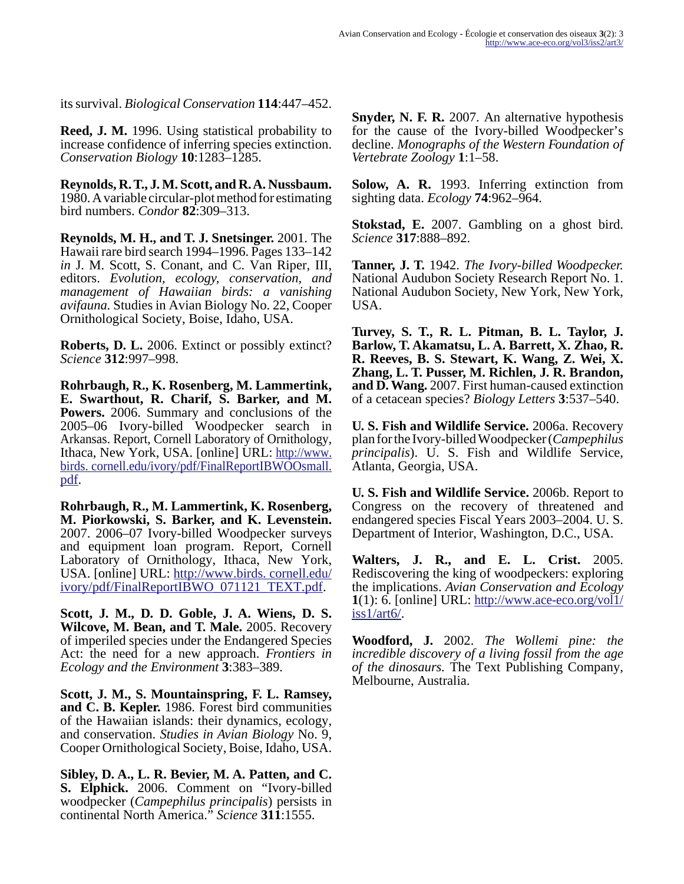its survival. *Biological Conservation* **114**:447–452.

**Reed, J. M.** 1996. Using statistical probability to increase confidence of inferring species extinction. *Conservation Biology* **10**:1283–1285.

**Reynolds, R. T., J. M. Scott, and R. A. Nussbaum.** 1980. A variable circular-plot method for estimating bird numbers. *Condor* **82**:309–313.

**Reynolds, M. H., and T. J. Snetsinger.** 2001. The Hawaii rare bird search 1994–1996. Pages 133–142 *in* J. M. Scott, S. Conant, and C. Van Riper, III, editors. *Evolution, ecology, conservation, and management of Hawaiian birds: a vanishing avifauna.* Studies in Avian Biology No. 22, Cooper Ornithological Society, Boise, Idaho, USA.

**Roberts, D. L.** 2006. Extinct or possibly extinct? *Science* **312**:997–998.

**Rohrbaugh, R., K. Rosenberg, M. Lammertink, E. Swarthout, R. Charif, S. Barker, and M. Powers.** 2006. Summary and conclusions of the 2005–06 Ivory-billed Woodpecker search in Arkansas. Report, Cornell Laboratory of Ornithology, Ithaca, New York, USA. [online] URL: http://www.birds. cornell.edu/ivory/pdf/FinalReportIBWOOsmall.pdf.

**Rohrbaugh, R., M. Lammertink, K. Rosenberg, M. Piorkowski, S. Barker, and K. Levenstein.** 2007. 2006–07 Ivory-billed Woodpecker surveys and equipment loan program. Report, Cornell Laboratory of Ornithology, Ithaca, New York, USA. [online] URL: http://www.birds. cornell.edu/ivory/pdf/FinalReportIBWO_071121_TEXT.pdf.

**Scott, J. M., D. D. Goble, J. A. Wiens, D. S. Wilcove, M. Bean, and T. Male.** 2005. Recovery of imperiled species under the Endangered Species Act: the need for a new approach. *Frontiers in Ecology and the Environment* **3**:383–389.

**Scott, J. M., S. Mountainspring, F. L. Ramsey, and C. B. Kepler.** 1986. Forest bird communities of the Hawaiian islands: their dynamics, ecology, and conservation. *Studies in Avian Biology* No. 9, Cooper Ornithological Society, Boise, Idaho, USA.

**Sibley, D. A., L. R. Bevier, M. A. Patten, and C. S. Elphick.** 2006. Comment on "Ivory-billed woodpecker (*Campephilus principalis*) persists in continental North America." *Science* **311**:1555.

**Snyder, N. F. R.** 2007. An alternative hypothesis for the cause of the Ivory-billed Woodpecker's decline. *Monographs of the Western Foundation of Vertebrate Zoology* **1**:1–58.

**Solow, A. R.** 1993. Inferring extinction from sighting data. *Ecology* **74**:962–964.

**Stokstad, E.** 2007. Gambling on a ghost bird. *Science* **317**:888–892.

**Tanner, J. T.** 1942. *The Ivory-billed Woodpecker.* National Audubon Society Research Report No. 1. National Audubon Society, New York, New York, USA.

**Turvey, S. T., R. L. Pitman, B. L. Taylor, J. Barlow, T. Akamatsu, L. A. Barrett, X. Zhao, R. R. Reeves, B. S. Stewart, K. Wang, Z. Wei, X. Zhang, L. T. Pusser, M. Richlen, J. R. Brandon, and D. Wang.** 2007. First human-caused extinction of a cetacean species? *Biology Letters* **3**:537–540.

**U. S. Fish and Wildlife Service.** 2006a. Recovery plan for the Ivory-billed Woodpecker (*Campephilus principalis*). U. S. Fish and Wildlife Service, Atlanta, Georgia, USA.

**U. S. Fish and Wildlife Service.** 2006b. Report to Congress on the recovery of threatened and endangered species Fiscal Years 2003–2004. U. S. Department of Interior, Washington, D.C., USA.

**Walters, J. R., and E. L. Crist.** 2005. Rediscovering the king of woodpeckers: exploring the implications. *Avian Conservation and Ecology* **1**(1): 6. [online] URL: http://www.ace-eco.org/vol1/iss1/art6/.

**Woodford, J.** 2002. *The Wollemi pine: the incredible discovery of a living fossil from the age of the dinosaurs.* The Text Publishing Company, Melbourne, Australia.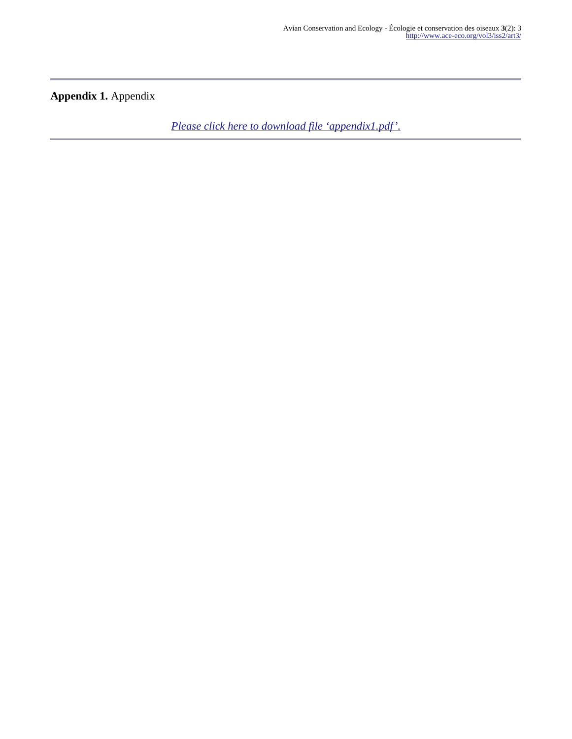**Appendix 1.** Appendix

*Please click here to download file 'appendix1.pdf'.*